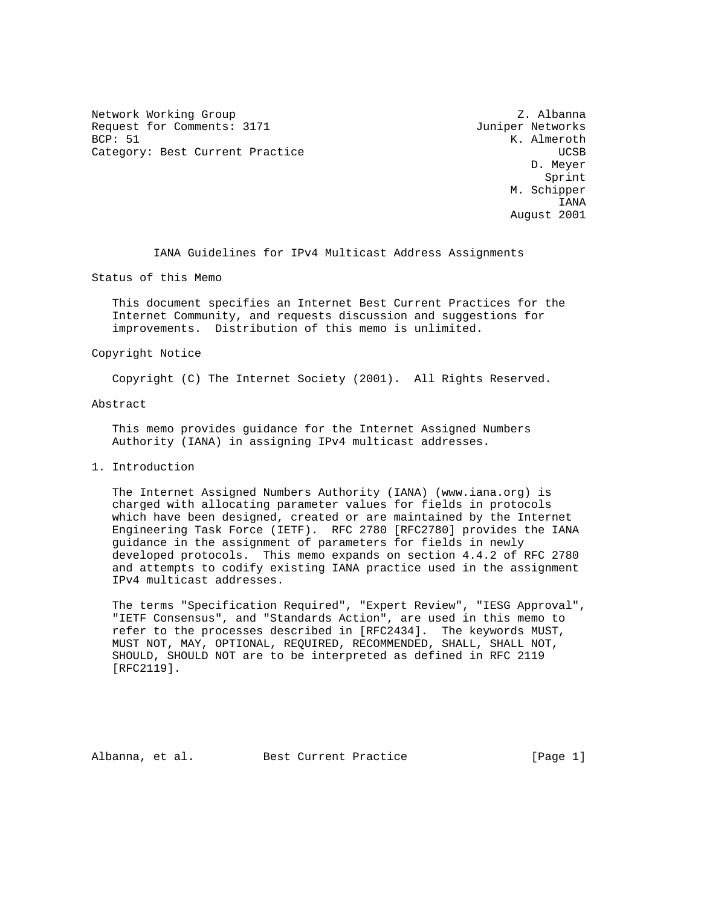Network Working Group Z. Albanna
Request for Comments: 3171 Juniper Networks
BCP: 51 K. Almeroth
Category: Best Current Practice UCSB
D. Meyer
Sprint
M. Schipper
IANA
August 2001

# IANA Guidelines for IPv4 Multicast Address Assignments

## Status of this Memo

This document specifies an Internet Best Current Practices for the Internet Community, and requests discussion and suggestions for improvements. Distribution of this memo is unlimited.

## Copyright Notice

Copyright (C) The Internet Society (2001). All Rights Reserved.

## Abstract

This memo provides guidance for the Internet Assigned Numbers Authority (IANA) in assigning IPv4 multicast addresses.

## 1. Introduction

The Internet Assigned Numbers Authority (IANA) (www.iana.org) is charged with allocating parameter values for fields in protocols which have been designed, created or are maintained by the Internet Engineering Task Force (IETF). RFC 2780 [RFC2780] provides the IANA guidance in the assignment of parameters for fields in newly developed protocols. This memo expands on section 4.4.2 of RFC 2780 and attempts to codify existing IANA practice used in the assignment IPv4 multicast addresses.

The terms "Specification Required", "Expert Review", "IESG Approval", "IETF Consensus", and "Standards Action", are used in this memo to refer to the processes described in [RFC2434]. The keywords MUST, MUST NOT, MAY, OPTIONAL, REQUIRED, RECOMMENDED, SHALL, SHALL NOT, SHOULD, SHOULD NOT are to be interpreted as defined in RFC 2119 [RFC2119].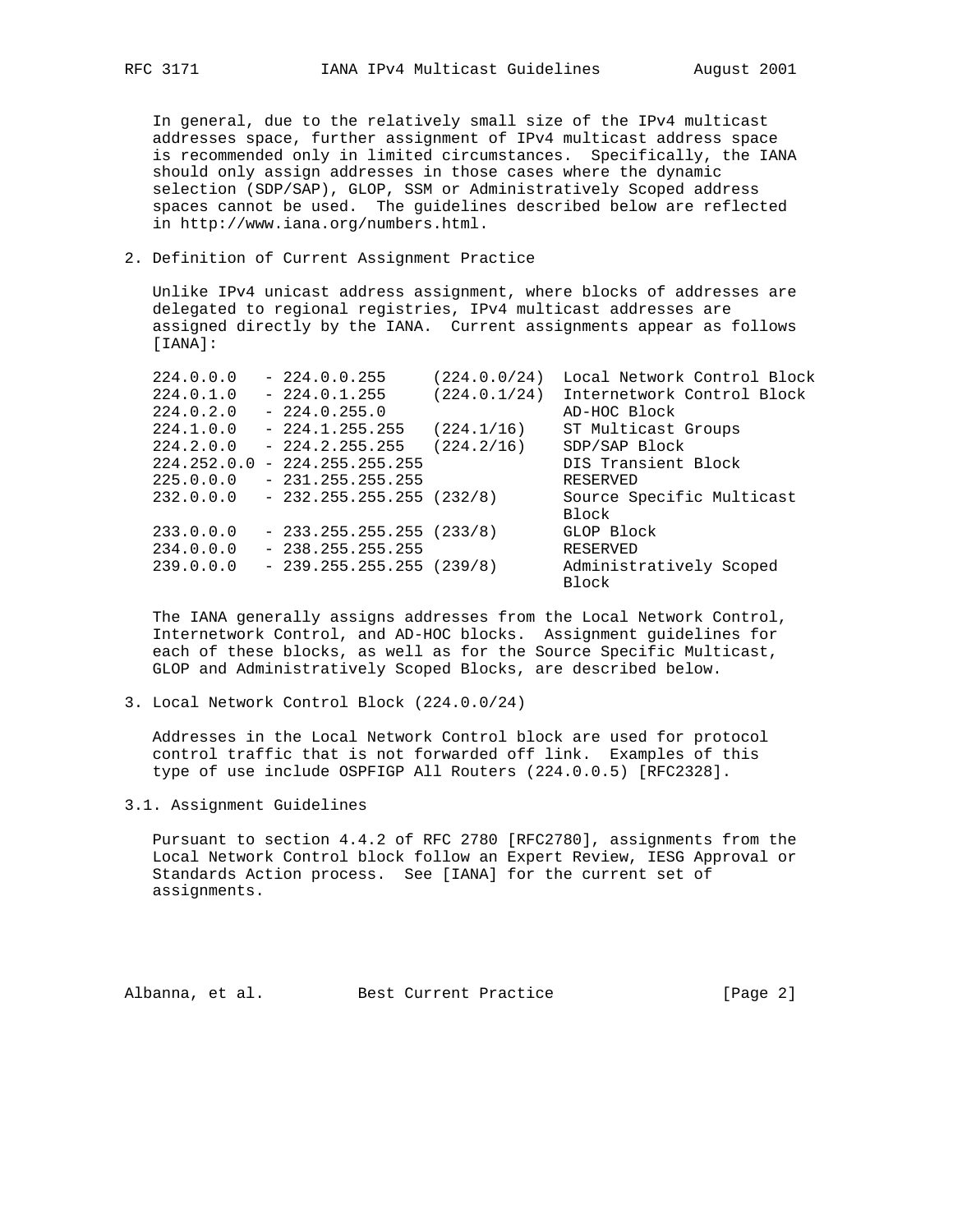In general, due to the relatively small size of the IPv4 multicast addresses space, further assignment of IPv4 multicast address space is recommended only in limited circumstances. Specifically, the IANA should only assign addresses in those cases where the dynamic selection (SDP/SAP), GLOP, SSM or Administratively Scoped address spaces cannot be used. The guidelines described below are reflected in http://www.iana.org/numbers.html.

## 2. Definition of Current Assignment Practice

Unlike IPv4 unicast address assignment, where blocks of addresses are delegated to regional registries, IPv4 multicast addresses are assigned directly by the IANA. Current assignments appear as follows [IANA]:

| Address Range | Prefix | Description |
|---|---|---|
| 224.0.0.0 - 224.0.0.255 | (224.0.0/24) | Local Network Control Block |
| 224.0.1.0 - 224.0.1.255 | (224.0.1/24) | Internetwork Control Block |
| 224.0.2.0 - 224.0.255.0 | | AD-HOC Block |
| 224.1.0.0 - 224.1.255.255 | (224.1/16) | ST Multicast Groups |
| 224.2.0.0 - 224.2.255.255 | (224.2/16) | SDP/SAP Block |
| 224.252.0.0 - 224.255.255.255 | | DIS Transient Block |
| 225.0.0.0 - 231.255.255.255 | | RESERVED |
| 232.0.0.0 - 232.255.255.255 | (232/8) | Source Specific Multicast Block |
| 233.0.0.0 - 233.255.255.255 | (233/8) | GLOP Block |
| 234.0.0.0 - 238.255.255.255 | | RESERVED |
| 239.0.0.0 - 239.255.255.255 | (239/8) | Administratively Scoped Block |

The IANA generally assigns addresses from the Local Network Control, Internetwork Control, and AD-HOC blocks. Assignment guidelines for each of these blocks, as well as for the Source Specific Multicast, GLOP and Administratively Scoped Blocks, are described below.

## 3. Local Network Control Block (224.0.0/24)

Addresses in the Local Network Control block are used for protocol control traffic that is not forwarded off link. Examples of this type of use include OSPFIGP All Routers (224.0.0.5) [RFC2328].

### 3.1. Assignment Guidelines

Pursuant to section 4.4.2 of RFC 2780 [RFC2780], assignments from the Local Network Control block follow an Expert Review, IESG Approval or Standards Action process. See [IANA] for the current set of assignments.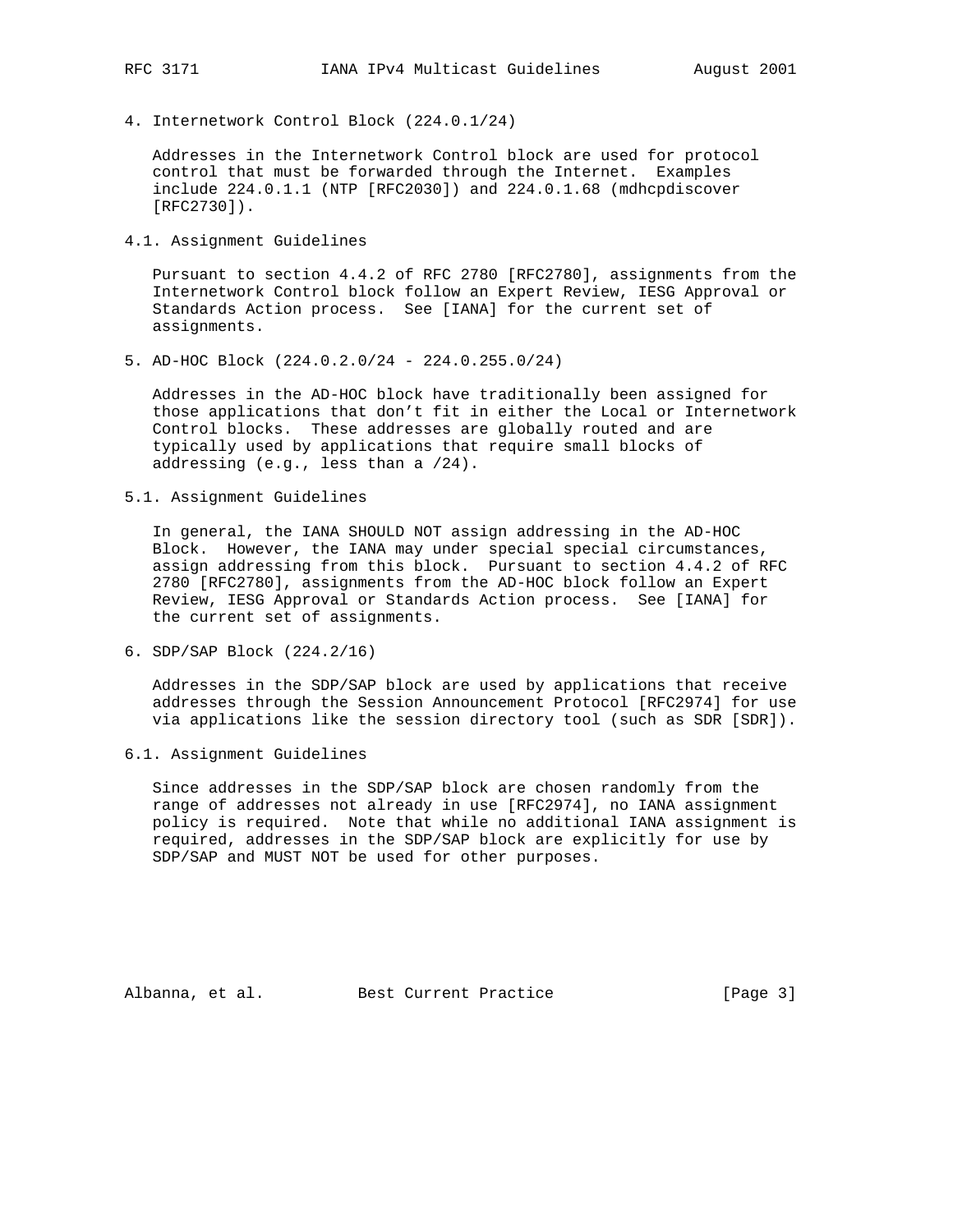## 4. Internetwork Control Block (224.0.1/24)

Addresses in the Internetwork Control block are used for protocol control that must be forwarded through the Internet. Examples include 224.0.1.1 (NTP [RFC2030]) and 224.0.1.68 (mdhcpdiscover [RFC2730]).

### 4.1. Assignment Guidelines

Pursuant to section 4.4.2 of RFC 2780 [RFC2780], assignments from the Internetwork Control block follow an Expert Review, IESG Approval or Standards Action process. See [IANA] for the current set of assignments.

## 5. AD-HOC Block (224.0.2.0/24 - 224.0.255.0/24)

Addresses in the AD-HOC block have traditionally been assigned for those applications that don't fit in either the Local or Internetwork Control blocks. These addresses are globally routed and are typically used by applications that require small blocks of addressing (e.g., less than a /24).

### 5.1. Assignment Guidelines

In general, the IANA SHOULD NOT assign addressing in the AD-HOC Block. However, the IANA may under special special circumstances, assign addressing from this block. Pursuant to section 4.4.2 of RFC 2780 [RFC2780], assignments from the AD-HOC block follow an Expert Review, IESG Approval or Standards Action process. See [IANA] for the current set of assignments.

## 6. SDP/SAP Block (224.2/16)

Addresses in the SDP/SAP block are used by applications that receive addresses through the Session Announcement Protocol [RFC2974] for use via applications like the session directory tool (such as SDR [SDR]).

### 6.1. Assignment Guidelines

Since addresses in the SDP/SAP block are chosen randomly from the range of addresses not already in use [RFC2974], no IANA assignment policy is required. Note that while no additional IANA assignment is required, addresses in the SDP/SAP block are explicitly for use by SDP/SAP and MUST NOT be used for other purposes.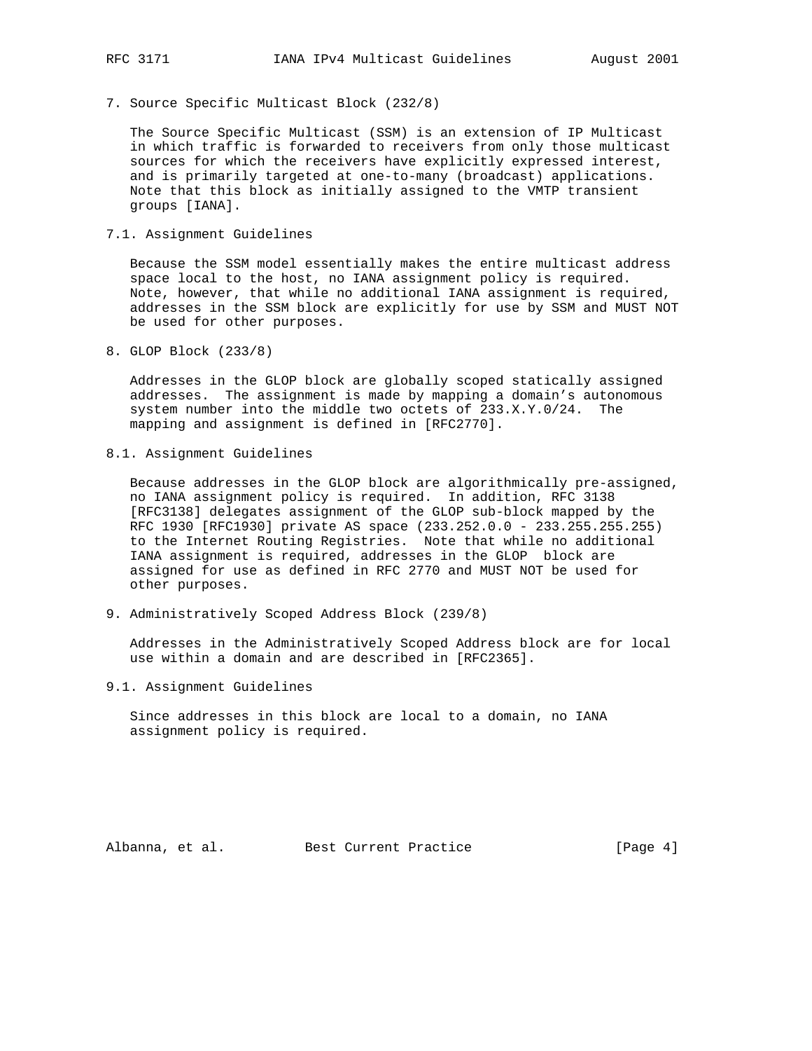## 7. Source Specific Multicast Block (232/8)

The Source Specific Multicast (SSM) is an extension of IP Multicast in which traffic is forwarded to receivers from only those multicast sources for which the receivers have explicitly expressed interest, and is primarily targeted at one-to-many (broadcast) applications. Note that this block as initially assigned to the VMTP transient groups [IANA].

### 7.1. Assignment Guidelines

Because the SSM model essentially makes the entire multicast address space local to the host, no IANA assignment policy is required. Note, however, that while no additional IANA assignment is required, addresses in the SSM block are explicitly for use by SSM and MUST NOT be used for other purposes.

## 8. GLOP Block (233/8)

Addresses in the GLOP block are globally scoped statically assigned addresses. The assignment is made by mapping a domain's autonomous system number into the middle two octets of 233.X.Y.0/24. The mapping and assignment is defined in [RFC2770].

### 8.1. Assignment Guidelines

Because addresses in the GLOP block are algorithmically pre-assigned, no IANA assignment policy is required. In addition, RFC 3138 [RFC3138] delegates assignment of the GLOP sub-block mapped by the RFC 1930 [RFC1930] private AS space (233.252.0.0 - 233.255.255.255) to the Internet Routing Registries. Note that while no additional IANA assignment is required, addresses in the GLOP block are assigned for use as defined in RFC 2770 and MUST NOT be used for other purposes.

## 9. Administratively Scoped Address Block (239/8)

Addresses in the Administratively Scoped Address block are for local use within a domain and are described in [RFC2365].

### 9.1. Assignment Guidelines

Since addresses in this block are local to a domain, no IANA assignment policy is required.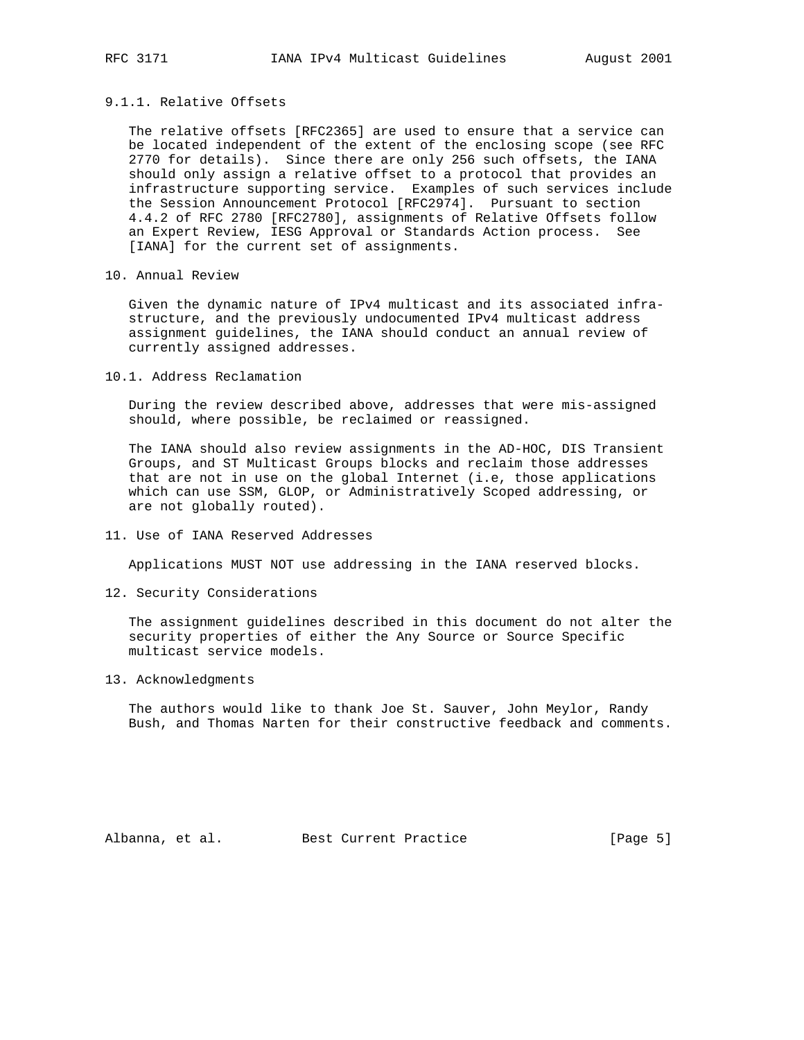### 9.1.1. Relative Offsets

The relative offsets [RFC2365] are used to ensure that a service can be located independent of the extent of the enclosing scope (see RFC 2770 for details). Since there are only 256 such offsets, the IANA should only assign a relative offset to a protocol that provides an infrastructure supporting service. Examples of such services include the Session Announcement Protocol [RFC2974]. Pursuant to section 4.4.2 of RFC 2780 [RFC2780], assignments of Relative Offsets follow an Expert Review, IESG Approval or Standards Action process. See [IANA] for the current set of assignments.

## 10. Annual Review

Given the dynamic nature of IPv4 multicast and its associated infra-structure, and the previously undocumented IPv4 multicast address assignment guidelines, the IANA should conduct an annual review of currently assigned addresses.

### 10.1. Address Reclamation

During the review described above, addresses that were mis-assigned should, where possible, be reclaimed or reassigned.

The IANA should also review assignments in the AD-HOC, DIS Transient Groups, and ST Multicast Groups blocks and reclaim those addresses that are not in use on the global Internet (i.e, those applications which can use SSM, GLOP, or Administratively Scoped addressing, or are not globally routed).

## 11. Use of IANA Reserved Addresses

Applications MUST NOT use addressing in the IANA reserved blocks.

## 12. Security Considerations

The assignment guidelines described in this document do not alter the security properties of either the Any Source or Source Specific multicast service models.

## 13. Acknowledgments

The authors would like to thank Joe St. Sauver, John Meylor, Randy Bush, and Thomas Narten for their constructive feedback and comments.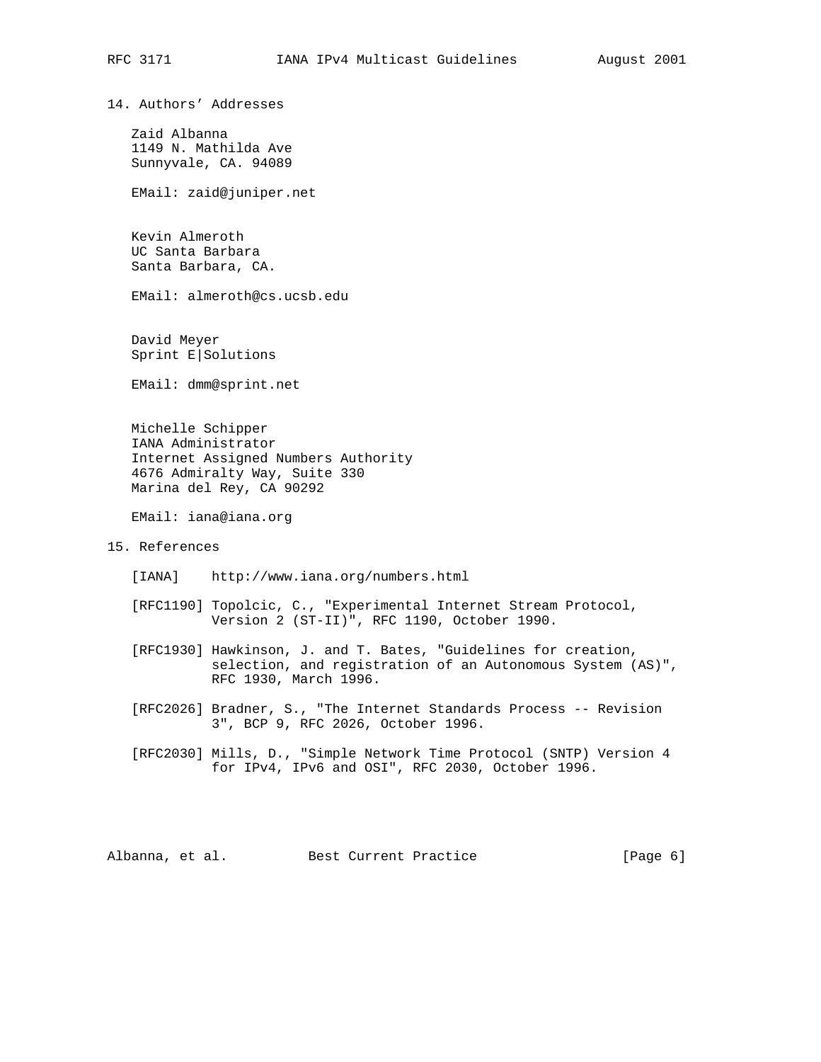## 14. Authors' Addresses

Zaid Albanna
1149 N. Mathilda Ave
Sunnyvale, CA. 94089

EMail: zaid@juniper.net

Kevin Almeroth
UC Santa Barbara
Santa Barbara, CA.

EMail: almeroth@cs.ucsb.edu

David Meyer
Sprint E|Solutions

EMail: dmm@sprint.net

Michelle Schipper
IANA Administrator
Internet Assigned Numbers Authority
4676 Admiralty Way, Suite 330
Marina del Rey, CA 90292

EMail: iana@iana.org

## 15. References

[IANA] http://www.iana.org/numbers.html

[RFC1190] Topolcic, C., "Experimental Internet Stream Protocol, Version 2 (ST-II)", RFC 1190, October 1990.

[RFC1930] Hawkinson, J. and T. Bates, "Guidelines for creation, selection, and registration of an Autonomous System (AS)", RFC 1930, March 1996.

[RFC2026] Bradner, S., "The Internet Standards Process -- Revision 3", BCP 9, RFC 2026, October 1996.

[RFC2030] Mills, D., "Simple Network Time Protocol (SNTP) Version 4 for IPv4, IPv6 and OSI", RFC 2030, October 1996.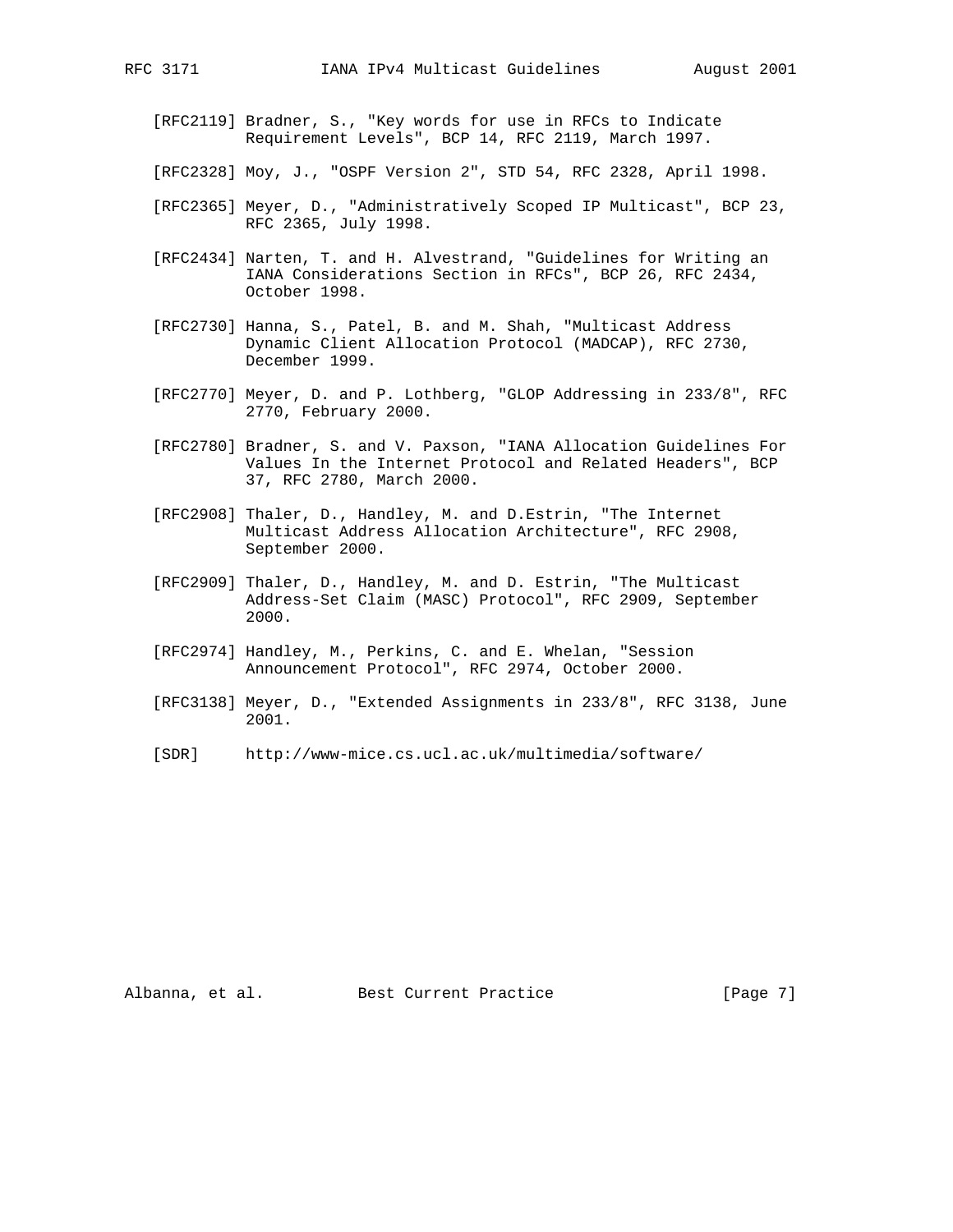[RFC2119] Bradner, S., "Key words for use in RFCs to Indicate Requirement Levels", BCP 14, RFC 2119, March 1997.

[RFC2328] Moy, J., "OSPF Version 2", STD 54, RFC 2328, April 1998.

[RFC2365] Meyer, D., "Administratively Scoped IP Multicast", BCP 23, RFC 2365, July 1998.

[RFC2434] Narten, T. and H. Alvestrand, "Guidelines for Writing an IANA Considerations Section in RFCs", BCP 26, RFC 2434, October 1998.

[RFC2730] Hanna, S., Patel, B. and M. Shah, "Multicast Address Dynamic Client Allocation Protocol (MADCAP), RFC 2730, December 1999.

[RFC2770] Meyer, D. and P. Lothberg, "GLOP Addressing in 233/8", RFC 2770, February 2000.

[RFC2780] Bradner, S. and V. Paxson, "IANA Allocation Guidelines For Values In the Internet Protocol and Related Headers", BCP 37, RFC 2780, March 2000.

[RFC2908] Thaler, D., Handley, M. and D.Estrin, "The Internet Multicast Address Allocation Architecture", RFC 2908, September 2000.

[RFC2909] Thaler, D., Handley, M. and D. Estrin, "The Multicast Address-Set Claim (MASC) Protocol", RFC 2909, September 2000.

[RFC2974] Handley, M., Perkins, C. and E. Whelan, "Session Announcement Protocol", RFC 2974, October 2000.

[RFC3138] Meyer, D., "Extended Assignments in 233/8", RFC 3138, June 2001.

[SDR] http://www-mice.cs.ucl.ac.uk/multimedia/software/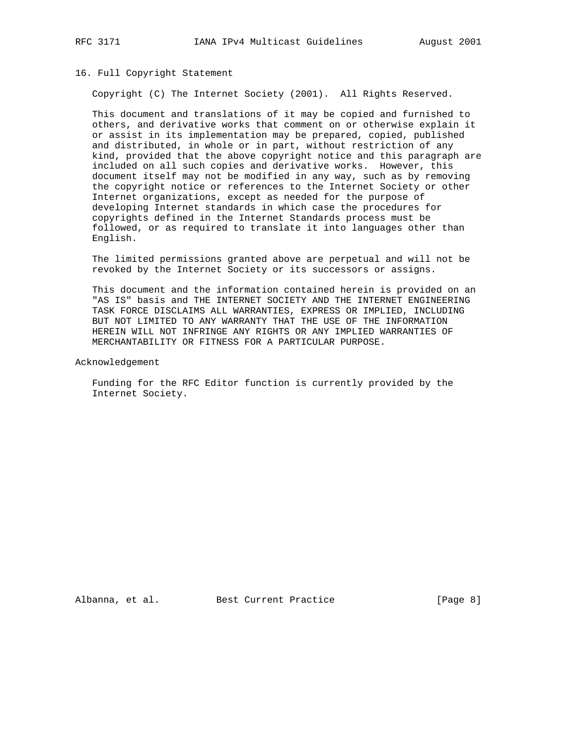## 16. Full Copyright Statement

Copyright (C) The Internet Society (2001). All Rights Reserved.

This document and translations of it may be copied and furnished to others, and derivative works that comment on or otherwise explain it or assist in its implementation may be prepared, copied, published and distributed, in whole or in part, without restriction of any kind, provided that the above copyright notice and this paragraph are included on all such copies and derivative works. However, this document itself may not be modified in any way, such as by removing the copyright notice or references to the Internet Society or other Internet organizations, except as needed for the purpose of developing Internet standards in which case the procedures for copyrights defined in the Internet Standards process must be followed, or as required to translate it into languages other than English.

The limited permissions granted above are perpetual and will not be revoked by the Internet Society or its successors or assigns.

This document and the information contained herein is provided on an "AS IS" basis and THE INTERNET SOCIETY AND THE INTERNET ENGINEERING TASK FORCE DISCLAIMS ALL WARRANTIES, EXPRESS OR IMPLIED, INCLUDING BUT NOT LIMITED TO ANY WARRANTY THAT THE USE OF THE INFORMATION HEREIN WILL NOT INFRINGE ANY RIGHTS OR ANY IMPLIED WARRANTIES OF MERCHANTABILITY OR FITNESS FOR A PARTICULAR PURPOSE.

## Acknowledgement

Funding for the RFC Editor function is currently provided by the Internet Society.